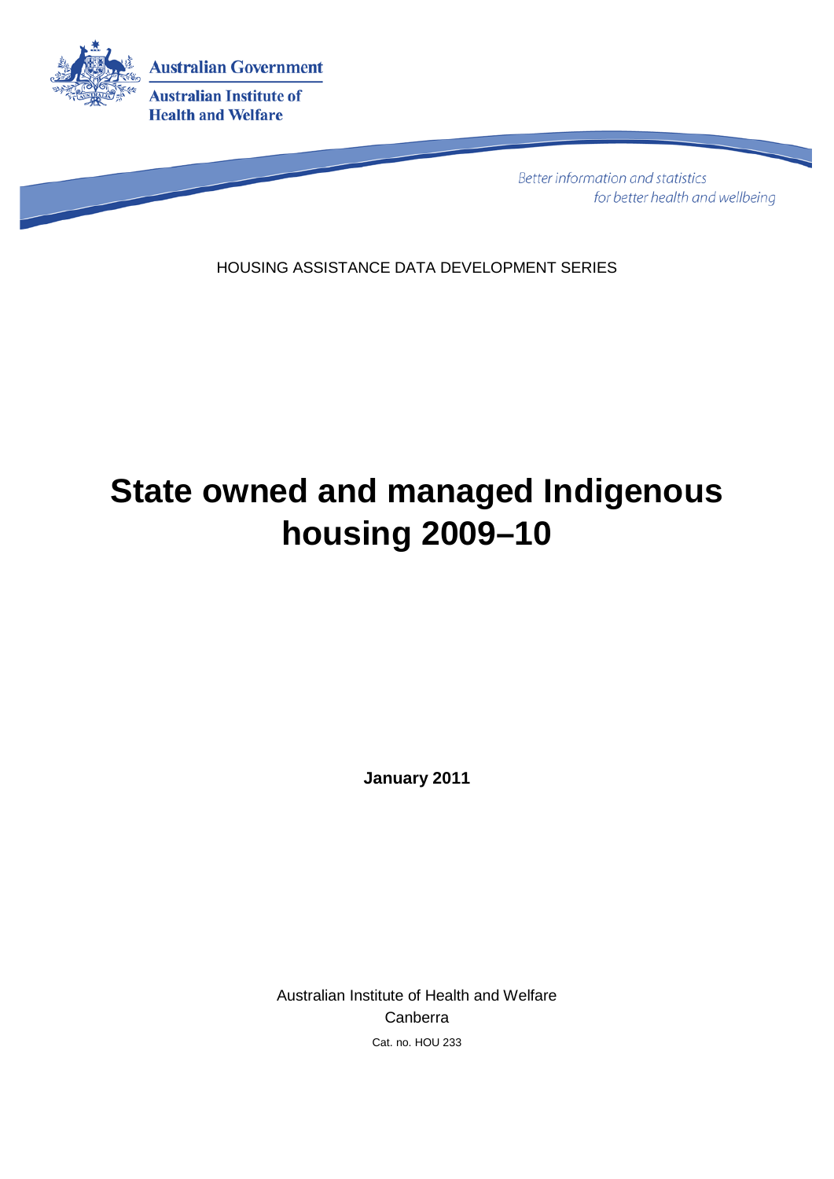Australian Government

Australian Institute of Health and Welfare

*Better information and statistics for better health and wellbeing*

HOUSING ASSISTANCE DATA DEVELOPMENT SERIES

# State owned and managed Indigenous housing 2009–10

**January 2011**

Australian Institute of Health and Welfare

Canberra

Cat. no. HOU 233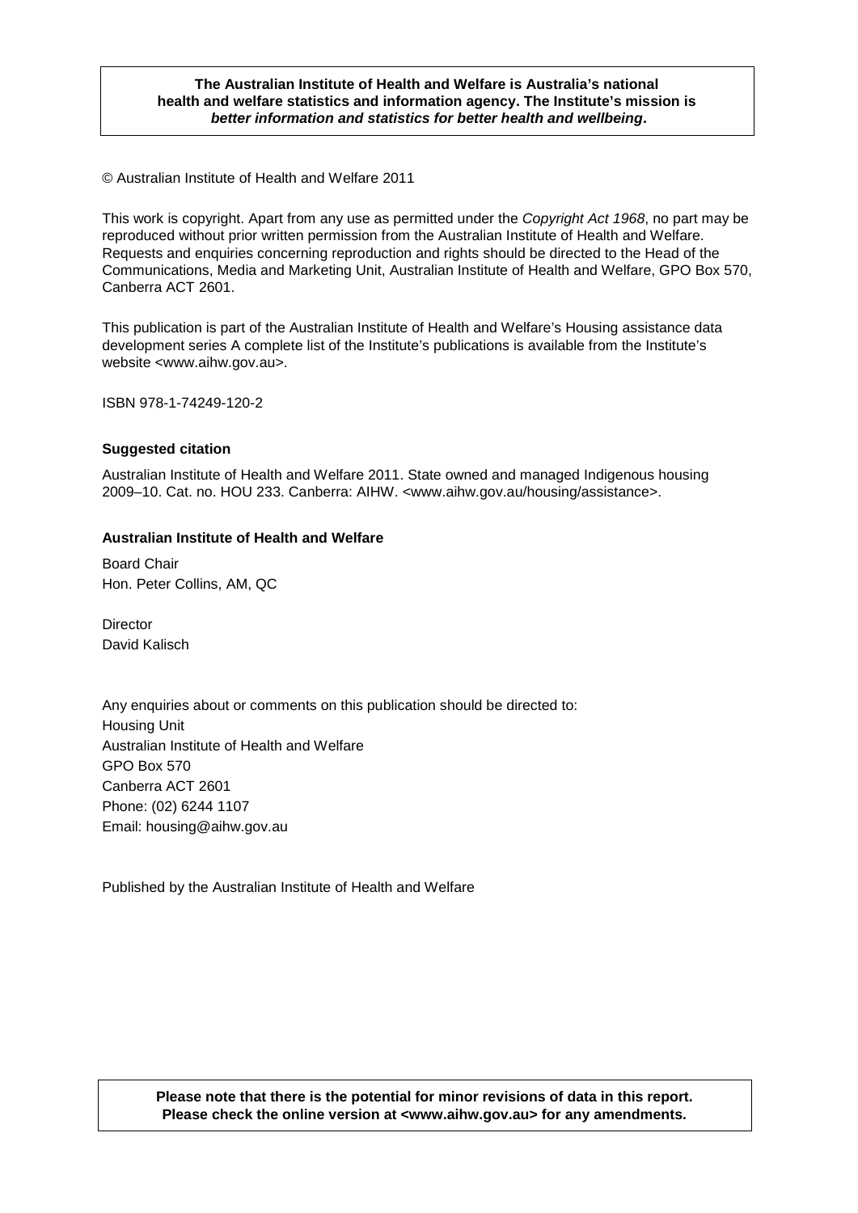**The Australian Institute of Health and Welfare is Australia's national health and welfare statistics and information agency. The Institute's mission is *better information and statistics for better health and wellbeing*.**

© Australian Institute of Health and Welfare 2011

This work is copyright. Apart from any use as permitted under the *Copyright Act 1968*, no part may be reproduced without prior written permission from the Australian Institute of Health and Welfare. Requests and enquiries concerning reproduction and rights should be directed to the Head of the Communications, Media and Marketing Unit, Australian Institute of Health and Welfare, GPO Box 570, Canberra ACT 2601.

This publication is part of the Australian Institute of Health and Welfare's Housing assistance data development series A complete list of the Institute's publications is available from the Institute's website <www.aihw.gov.au>.

ISBN 978-1-74249-120-2

**Suggested citation**

Australian Institute of Health and Welfare 2011. State owned and managed Indigenous housing 2009–10. Cat. no. HOU 233. Canberra: AIHW. <www.aihw.gov.au/housing/assistance>.

**Australian Institute of Health and Welfare**

Board Chair
Hon. Peter Collins, AM, QC

Director
David Kalisch

Any enquiries about or comments on this publication should be directed to:
Housing Unit
Australian Institute of Health and Welfare
GPO Box 570
Canberra ACT 2601
Phone: (02) 6244 1107
Email: housing@aihw.gov.au

Published by the Australian Institute of Health and Welfare

**Please note that there is the potential for minor revisions of data in this report. Please check the online version at <www.aihw.gov.au> for any amendments.**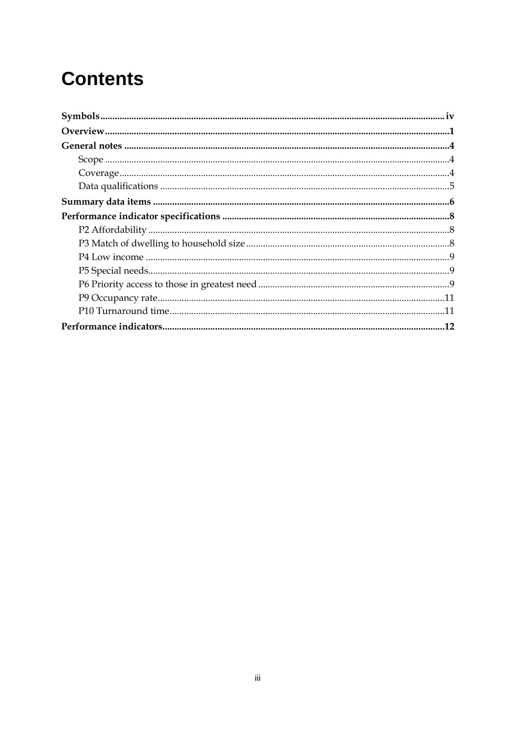# Contents

**Symbols** ..... iv

**Overview** ..... 1

**General notes** ..... 4

- Scope ..... 4
- Coverage ..... 4
- Data qualifications ..... 5

**Summary data items** ..... 6

**Performance indicator specifications** ..... 8

- P2 Affordability ..... 8
- P3 Match of dwelling to household size ..... 8
- P4 Low income ..... 9
- P5 Special needs ..... 9
- P6 Priority access to those in greatest need ..... 9
- P9 Occupancy rate ..... 11
- P10 Turnaround time ..... 11

**Performance indicators** ..... 12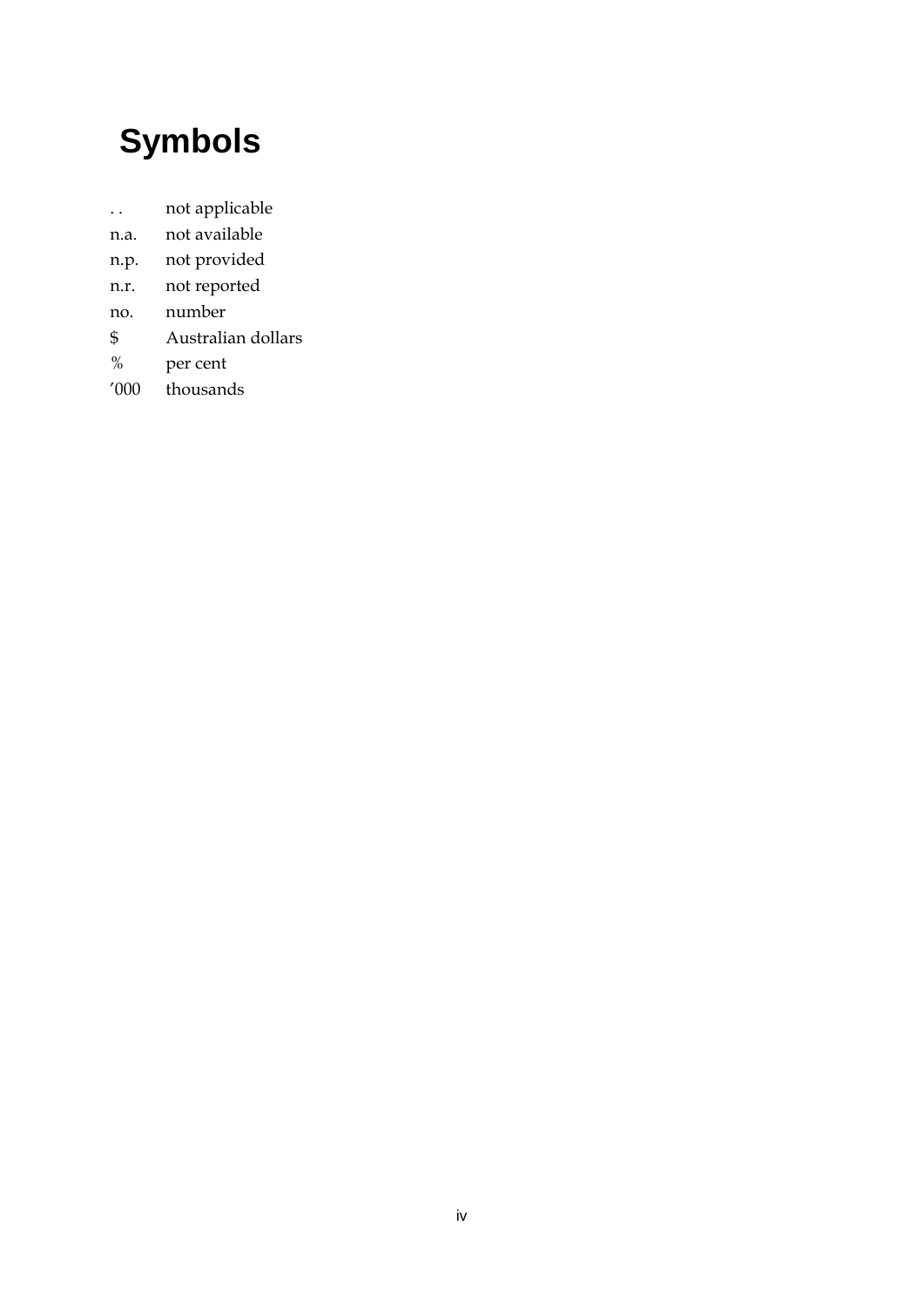# Symbols

| | |
|---|---|
| . . | not applicable |
| n.a. | not available |
| n.p. | not provided |
| n.r. | not reported |
| no. | number |
| $ | Australian dollars |
| % | per cent |
| ’000 | thousands |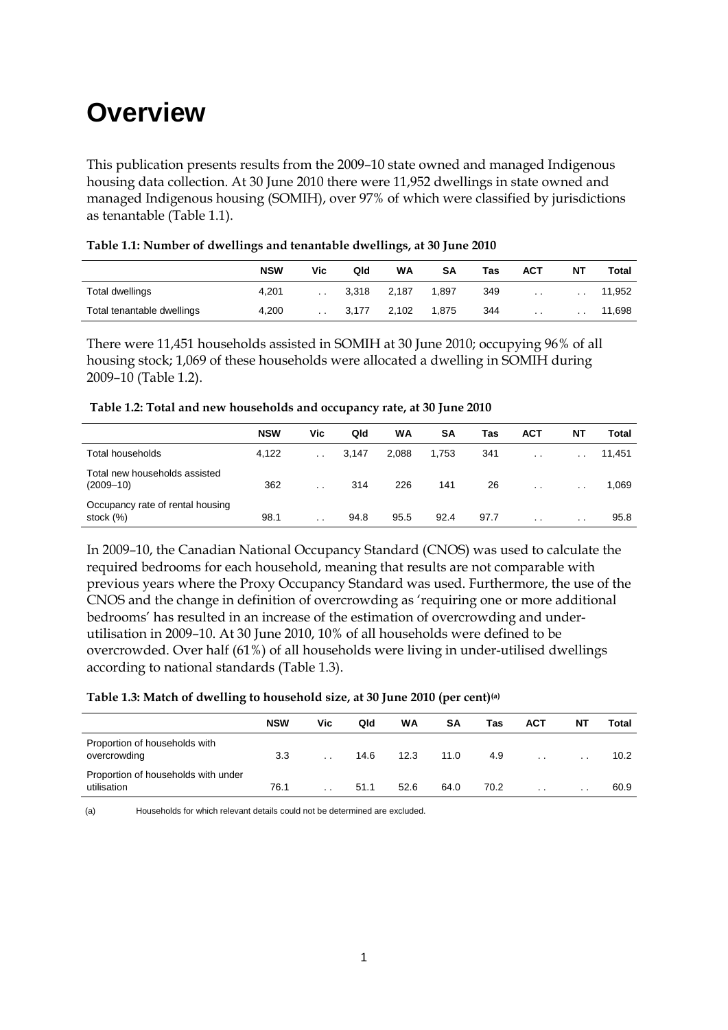# Overview

This publication presents results from the 2009–10 state owned and managed Indigenous housing data collection. At 30 June 2010 there were 11,952 dwellings in state owned and managed Indigenous housing (SOMIH), over 97% of which were classified by jurisdictions as tenantable (Table 1.1).

**Table 1.1: Number of dwellings and tenantable dwellings, at 30 June 2010**

| | NSW | Vic | Qld | WA | SA | Tas | ACT | NT | Total |
|---|---|---|---|---|---|---|---|---|---|
| Total dwellings | 4,201 | . . | 3,318 | 2,187 | 1,897 | 349 | . . | . . | 11,952 |
| Total tenantable dwellings | 4,200 | . . | 3,177 | 2,102 | 1,875 | 344 | . . | . . | 11,698 |

There were 11,451 households assisted in SOMIH at 30 June 2010; occupying 96% of all housing stock; 1,069 of these households were allocated a dwelling in SOMIH during 2009–10 (Table 1.2).

**Table 1.2: Total and new households and occupancy rate, at 30 June 2010**

| | NSW | Vic | Qld | WA | SA | Tas | ACT | NT | Total |
|---|---|---|---|---|---|---|---|---|---|
| Total households | 4,122 | . . | 3,147 | 2,088 | 1,753 | 341 | . . | . . | 11,451 |
| Total new households assisted (2009–10) | 362 | . . | 314 | 226 | 141 | 26 | . . | . . | 1,069 |
| Occupancy rate of rental housing stock (%) | 98.1 | . . | 94.8 | 95.5 | 92.4 | 97.7 | . . | . . | 95.8 |

In 2009–10, the Canadian National Occupancy Standard (CNOS) was used to calculate the required bedrooms for each household, meaning that results are not comparable with previous years where the Proxy Occupancy Standard was used. Furthermore, the use of the CNOS and the change in definition of overcrowding as 'requiring one or more additional bedrooms' has resulted in an increase of the estimation of overcrowding and under-utilisation in 2009–10. At 30 June 2010, 10% of all households were defined to be overcrowded. Over half (61%) of all households were living in under-utilised dwellings according to national standards (Table 1.3).

**Table 1.3: Match of dwelling to household size, at 30 June 2010 (per cent)(a)**

| | NSW | Vic | Qld | WA | SA | Tas | ACT | NT | Total |
|---|---|---|---|---|---|---|---|---|---|
| Proportion of households with overcrowding | 3.3 | . . | 14.6 | 12.3 | 11.0 | 4.9 | . . | . . | 10.2 |
| Proportion of households with under utilisation | 76.1 | . . | 51.1 | 52.6 | 64.0 | 70.2 | . . | . . | 60.9 |

(a) Households for which relevant details could not be determined are excluded.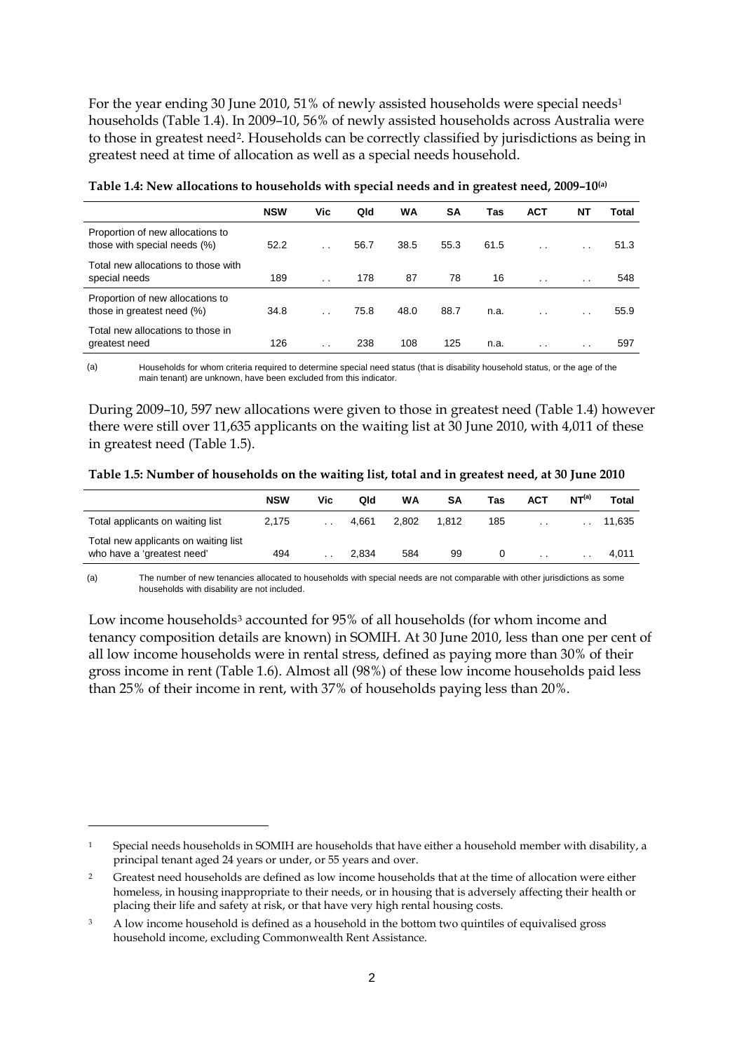For the year ending 30 June 2010, 51% of newly assisted households were special needs[1] households (Table 1.4). In 2009–10, 56% of newly assisted households across Australia were to those in greatest need[2]. Households can be correctly classified by jurisdictions as being in greatest need at time of allocation as well as a special needs household.

**Table 1.4: New allocations to households with special needs and in greatest need, 2009–10[(a)]**

| | NSW | Vic | Qld | WA | SA | Tas | ACT | NT | Total |
|---|---|---|---|---|---|---|---|---|---|
| Proportion of new allocations to those with special needs (%) | 52.2 | . . | 56.7 | 38.5 | 55.3 | 61.5 | . . | . . | 51.3 |
| Total new allocations to those with special needs | 189 | . . | 178 | 87 | 78 | 16 | . . | . . | 548 |
| Proportion of new allocations to those in greatest need (%) | 34.8 | . . | 75.8 | 48.0 | 88.7 | n.a. | . . | . . | 55.9 |
| Total new allocations to those in greatest need | 126 | . . | 238 | 108 | 125 | n.a. | . . | . . | 597 |

(a) Households for whom criteria required to determine special need status (that is disability household status, or the age of the main tenant) are unknown, have been excluded from this indicator.

During 2009–10, 597 new allocations were given to those in greatest need (Table 1.4) however there were still over 11,635 applicants on the waiting list at 30 June 2010, with 4,011 of these in greatest need (Table 1.5).

**Table 1.5: Number of households on the waiting list, total and in greatest need, at 30 June 2010**

| | NSW | Vic | Qld | WA | SA | Tas | ACT | NT[(a)] | Total |
|---|---|---|---|---|---|---|---|---|---|
| Total applicants on waiting list | 2,175 | . . | 4,661 | 2,802 | 1,812 | 185 | . . | . . | 11,635 |
| Total new applicants on waiting list who have a 'greatest need' | 494 | . . | 2,834 | 584 | 99 | 0 | . . | . . | 4,011 |

(a) The number of new tenancies allocated to households with special needs are not comparable with other jurisdictions as some households with disability are not included.

Low income households[3] accounted for 95% of all households (for whom income and tenancy composition details are known) in SOMIH. At 30 June 2010, less than one per cent of all low income households were in rental stress, defined as paying more than 30% of their gross income in rent (Table 1.6). Almost all (98%) of these low income households paid less than 25% of their income in rent, with 37% of households paying less than 20%.

---

[1] Special needs households in SOMIH are households that have either a household member with disability, a principal tenant aged 24 years or under, or 55 years and over.

[2] Greatest need households are defined as low income households that at the time of allocation were either homeless, in housing inappropriate to their needs, or in housing that is adversely affecting their health or placing their life and safety at risk, or that have very high rental housing costs.

[3] A low income household is defined as a household in the bottom two quintiles of equivalised gross household income, excluding Commonwealth Rent Assistance.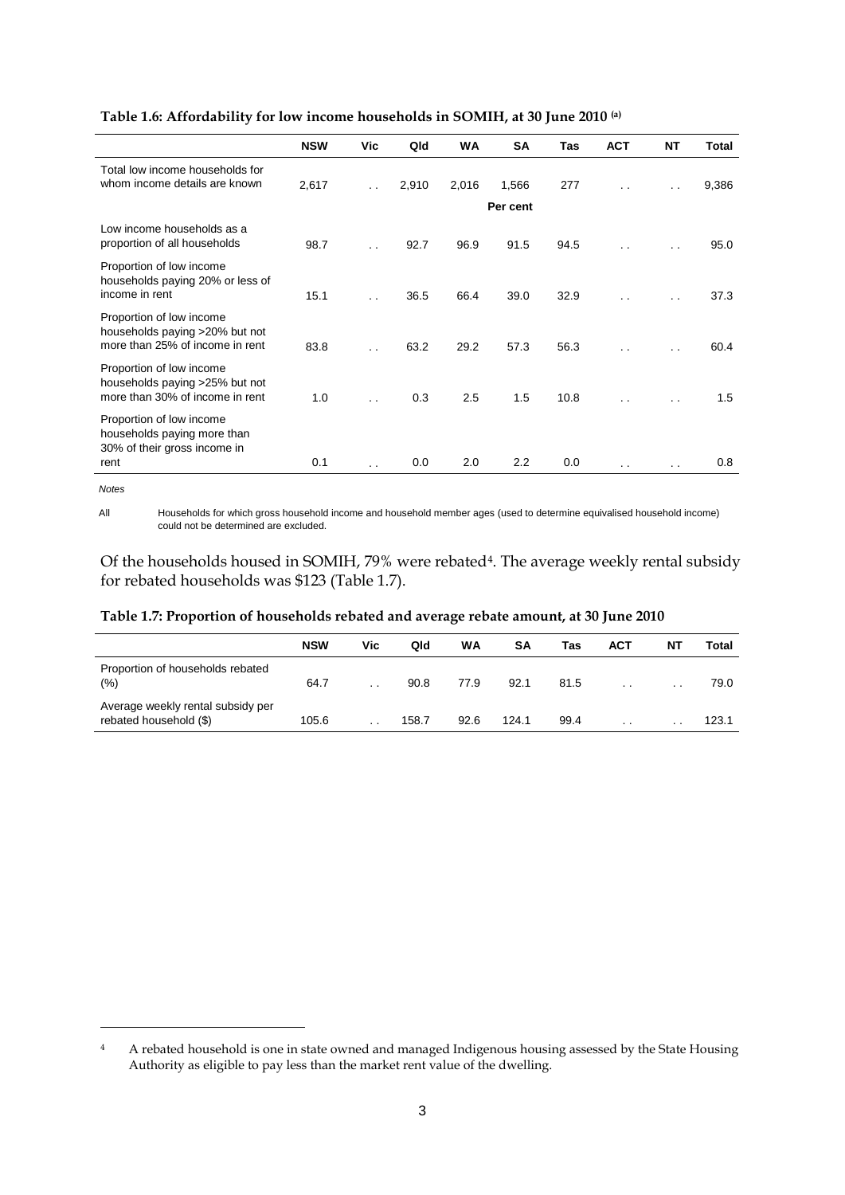**Table 1.6: Affordability for low income households in SOMIH, at 30 June 2010 (a)**

| | NSW | Vic | Qld | WA | SA | Tas | ACT | NT | Total |
|---|---|---|---|---|---|---|---|---|---|
| Total low income households for whom income details are known | 2,617 | . . | 2,910 | 2,016 | 1,566 | 277 | . . | . . | 9,386 |
| | | | | | Per cent | | | | |
| Low income households as a proportion of all households | 98.7 | . . | 92.7 | 96.9 | 91.5 | 94.5 | . . | . . | 95.0 |
| Proportion of low income households paying 20% or less of income in rent | 15.1 | . . | 36.5 | 66.4 | 39.0 | 32.9 | . . | . . | 37.3 |
| Proportion of low income households paying >20% but not more than 25% of income in rent | 83.8 | . . | 63.2 | 29.2 | 57.3 | 56.3 | . . | . . | 60.4 |
| Proportion of low income households paying >25% but not more than 30% of income in rent | 1.0 | . . | 0.3 | 2.5 | 1.5 | 10.8 | . . | . . | 1.5 |
| Proportion of low income households paying more than 30% of their gross income in rent | 0.1 | . . | 0.0 | 2.0 | 2.2 | 0.0 | . . | . . | 0.8 |

*Notes*

All Households for which gross household income and household member ages (used to determine equivalised household income) could not be determined are excluded.

Of the households housed in SOMIH, 79% were rebated[4]. The average weekly rental subsidy for rebated households was $123 (Table 1.7).

**Table 1.7: Proportion of households rebated and average rebate amount, at 30 June 2010**

| | NSW | Vic | Qld | WA | SA | Tas | ACT | NT | Total |
|---|---|---|---|---|---|---|---|---|---|
| Proportion of households rebated (%) | 64.7 | . . | 90.8 | 77.9 | 92.1 | 81.5 | . . | . . | 79.0 |
| Average weekly rental subsidy per rebated household ($) | 105.6 | . . | 158.7 | 92.6 | 124.1 | 99.4 | . . | . . | 123.1 |

[4] A rebated household is one in state owned and managed Indigenous housing assessed by the State Housing Authority as eligible to pay less than the market rent value of the dwelling.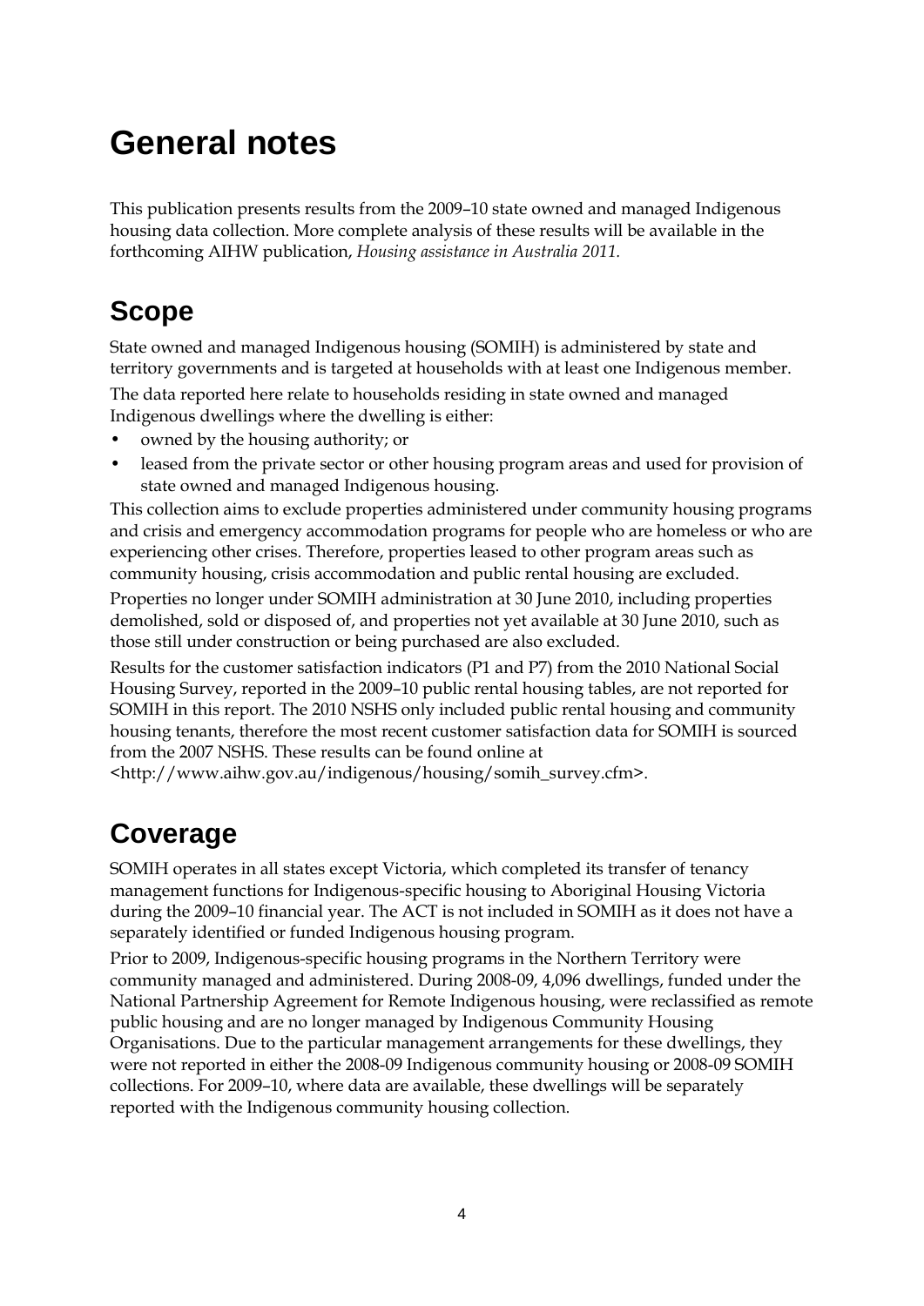# General notes

This publication presents results from the 2009–10 state owned and managed Indigenous housing data collection. More complete analysis of these results will be available in the forthcoming AIHW publication, *Housing assistance in Australia 2011.*

## Scope

State owned and managed Indigenous housing (SOMIH) is administered by state and territory governments and is targeted at households with at least one Indigenous member.

The data reported here relate to households residing in state owned and managed Indigenous dwellings where the dwelling is either:

- owned by the housing authority; or
- leased from the private sector or other housing program areas and used for provision of state owned and managed Indigenous housing.

This collection aims to exclude properties administered under community housing programs and crisis and emergency accommodation programs for people who are homeless or who are experiencing other crises. Therefore, properties leased to other program areas such as community housing, crisis accommodation and public rental housing are excluded.

Properties no longer under SOMIH administration at 30 June 2010, including properties demolished, sold or disposed of, and properties not yet available at 30 June 2010, such as those still under construction or being purchased are also excluded.

Results for the customer satisfaction indicators (P1 and P7) from the 2010 National Social Housing Survey, reported in the 2009–10 public rental housing tables, are not reported for SOMIH in this report. The 2010 NSHS only included public rental housing and community housing tenants, therefore the most recent customer satisfaction data for SOMIH is sourced from the 2007 NSHS. These results can be found online at <http://www.aihw.gov.au/indigenous/housing/somih_survey.cfm>.

## Coverage

SOMIH operates in all states except Victoria, which completed its transfer of tenancy management functions for Indigenous-specific housing to Aboriginal Housing Victoria during the 2009–10 financial year. The ACT is not included in SOMIH as it does not have a separately identified or funded Indigenous housing program.

Prior to 2009, Indigenous-specific housing programs in the Northern Territory were community managed and administered. During 2008-09, 4,096 dwellings, funded under the National Partnership Agreement for Remote Indigenous housing, were reclassified as remote public housing and are no longer managed by Indigenous Community Housing Organisations. Due to the particular management arrangements for these dwellings, they were not reported in either the 2008-09 Indigenous community housing or 2008-09 SOMIH collections. For 2009–10, where data are available, these dwellings will be separately reported with the Indigenous community housing collection.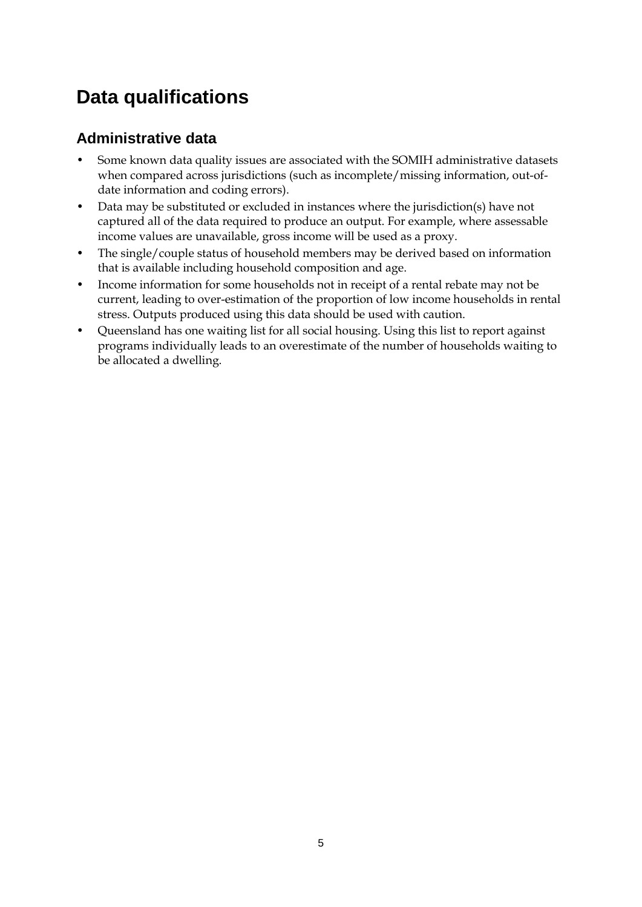# Data qualifications

## Administrative data

- Some known data quality issues are associated with the SOMIH administrative datasets when compared across jurisdictions (such as incomplete/missing information, out-of-date information and coding errors).
- Data may be substituted or excluded in instances where the jurisdiction(s) have not captured all of the data required to produce an output. For example, where assessable income values are unavailable, gross income will be used as a proxy.
- The single/couple status of household members may be derived based on information that is available including household composition and age.
- Income information for some households not in receipt of a rental rebate may not be current, leading to over-estimation of the proportion of low income households in rental stress. Outputs produced using this data should be used with caution.
- Queensland has one waiting list for all social housing. Using this list to report against programs individually leads to an overestimate of the number of households waiting to be allocated a dwelling.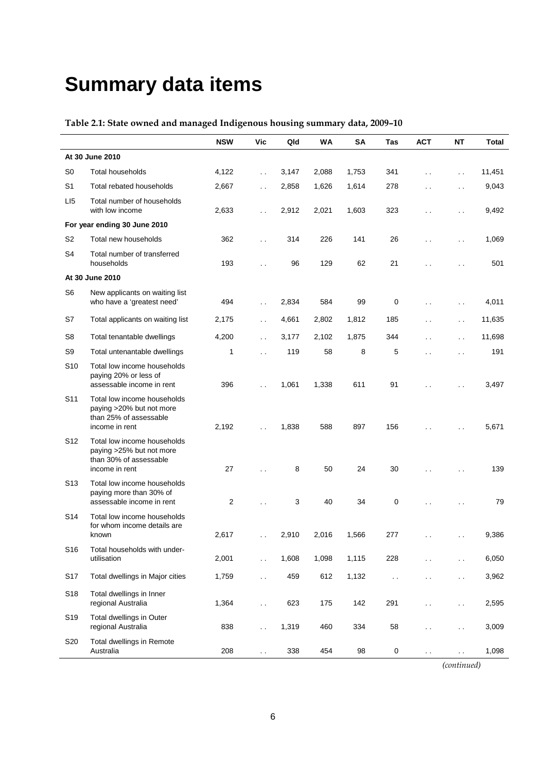# Summary data items

**Table 2.1: State owned and managed Indigenous housing summary data, 2009–10**

| | | NSW | Vic | Qld | WA | SA | Tas | ACT | NT | Total |
|---|---|---|---|---|---|---|---|---|---|---|
| **At 30 June 2010** | | | | | | | | | | |
| S0 | Total households | 4,122 | . . | 3,147 | 2,088 | 1,753 | 341 | . . | . . | 11,451 |
| S1 | Total rebated households | 2,667 | . . | 2,858 | 1,626 | 1,614 | 278 | . . | . . | 9,043 |
| LI5 | Total number of households with low income | 2,633 | . . | 2,912 | 2,021 | 1,603 | 323 | . . | . . | 9,492 |
| **For year ending 30 June 2010** | | | | | | | | | | |
| S2 | Total new households | 362 | . . | 314 | 226 | 141 | 26 | . . | . . | 1,069 |
| S4 | Total number of transferred households | 193 | . . | 96 | 129 | 62 | 21 | . . | . . | 501 |
| **At 30 June 2010** | | | | | | | | | | |
| S6 | New applicants on waiting list who have a 'greatest need' | 494 | . . | 2,834 | 584 | 99 | 0 | . . | . . | 4,011 |
| S7 | Total applicants on waiting list | 2,175 | . . | 4,661 | 2,802 | 1,812 | 185 | . . | . . | 11,635 |
| S8 | Total tenantable dwellings | 4,200 | . . | 3,177 | 2,102 | 1,875 | 344 | . . | . . | 11,698 |
| S9 | Total untenantable dwellings | 1 | . . | 119 | 58 | 8 | 5 | . . | . . | 191 |
| S10 | Total low income households paying 20% or less of assessable income in rent | 396 | . . | 1,061 | 1,338 | 611 | 91 | . . | . . | 3,497 |
| S11 | Total low income households paying >20% but not more than 25% of assessable income in rent | 2,192 | . . | 1,838 | 588 | 897 | 156 | . . | . . | 5,671 |
| S12 | Total low income households paying >25% but not more than 30% of assessable income in rent | 27 | . . | 8 | 50 | 24 | 30 | . . | . . | 139 |
| S13 | Total low income households paying more than 30% of assessable income in rent | 2 | . . | 3 | 40 | 34 | 0 | . . | . . | 79 |
| S14 | Total low income households for whom income details are known | 2,617 | . . | 2,910 | 2,016 | 1,566 | 277 | . . | . . | 9,386 |
| S16 | Total households with under-utilisation | 2,001 | . . | 1,608 | 1,098 | 1,115 | 228 | . . | . . | 6,050 |
| S17 | Total dwellings in Major cities | 1,759 | . . | 459 | 612 | 1,132 | . . | . . | . . | 3,962 |
| S18 | Total dwellings in Inner regional Australia | 1,364 | . . | 623 | 175 | 142 | 291 | . . | . . | 2,595 |
| S19 | Total dwellings in Outer regional Australia | 838 | . . | 1,319 | 460 | 334 | 58 | . . | . . | 3,009 |
| S20 | Total dwellings in Remote Australia | 208 | . . | 338 | 454 | 98 | 0 | . . | . . | 1,098 |

*(continued)*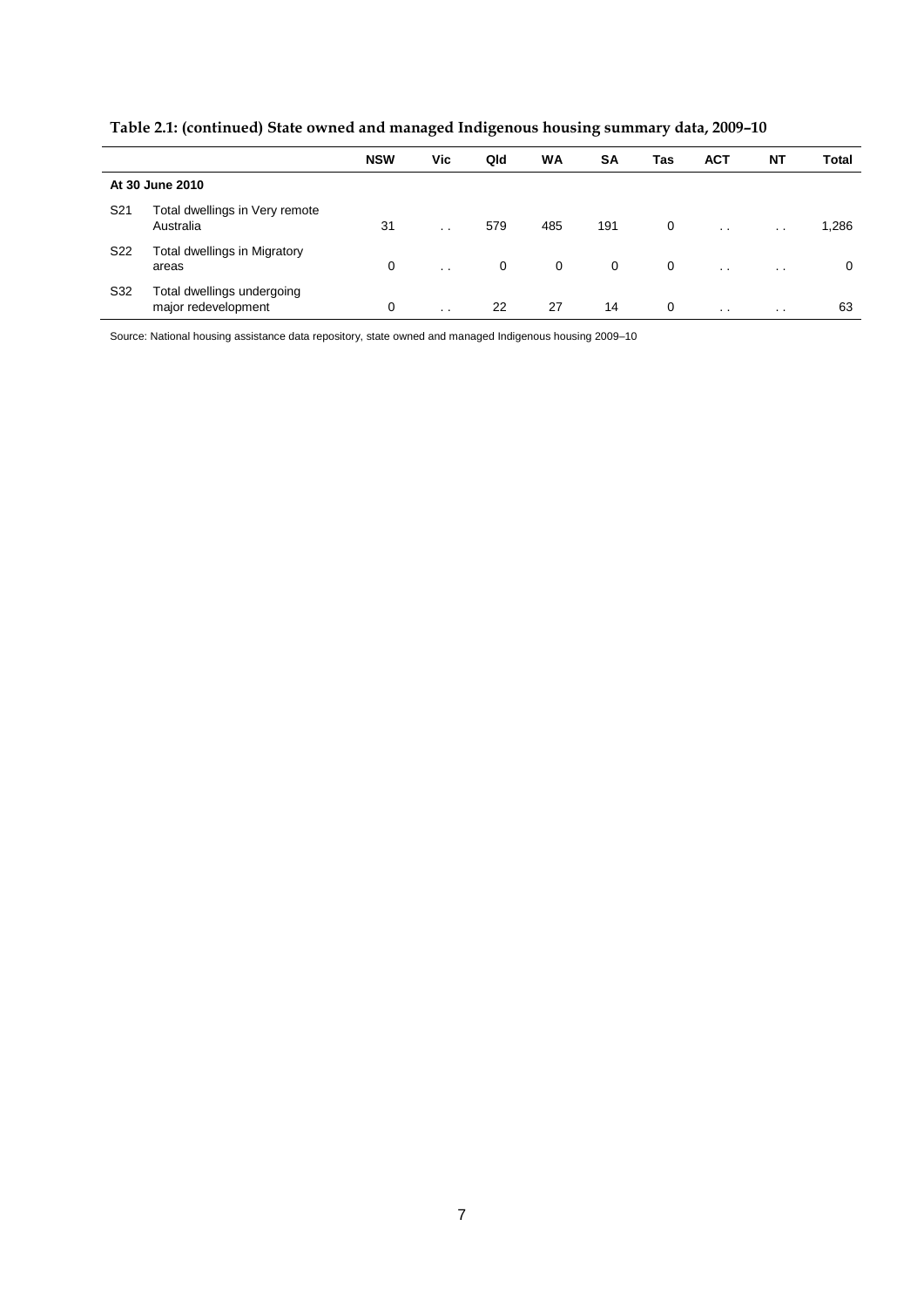**Table 2.1: (continued) State owned and managed Indigenous housing summary data, 2009–10**

| | | NSW | Vic | Qld | WA | SA | Tas | ACT | NT | Total |
|---|---|---|---|---|---|---|---|---|---|---|
| **At 30 June 2010** | | | | | | | | | | |
| S21 | Total dwellings in Very remote Australia | 31 | . . | 579 | 485 | 191 | 0 | . . | . . | 1,286 |
| S22 | Total dwellings in Migratory areas | 0 | . . | 0 | 0 | 0 | 0 | . . | . . | 0 |
| S32 | Total dwellings undergoing major redevelopment | 0 | . . | 22 | 27 | 14 | 0 | . . | . . | 63 |

Source: National housing assistance data repository, state owned and managed Indigenous housing 2009–10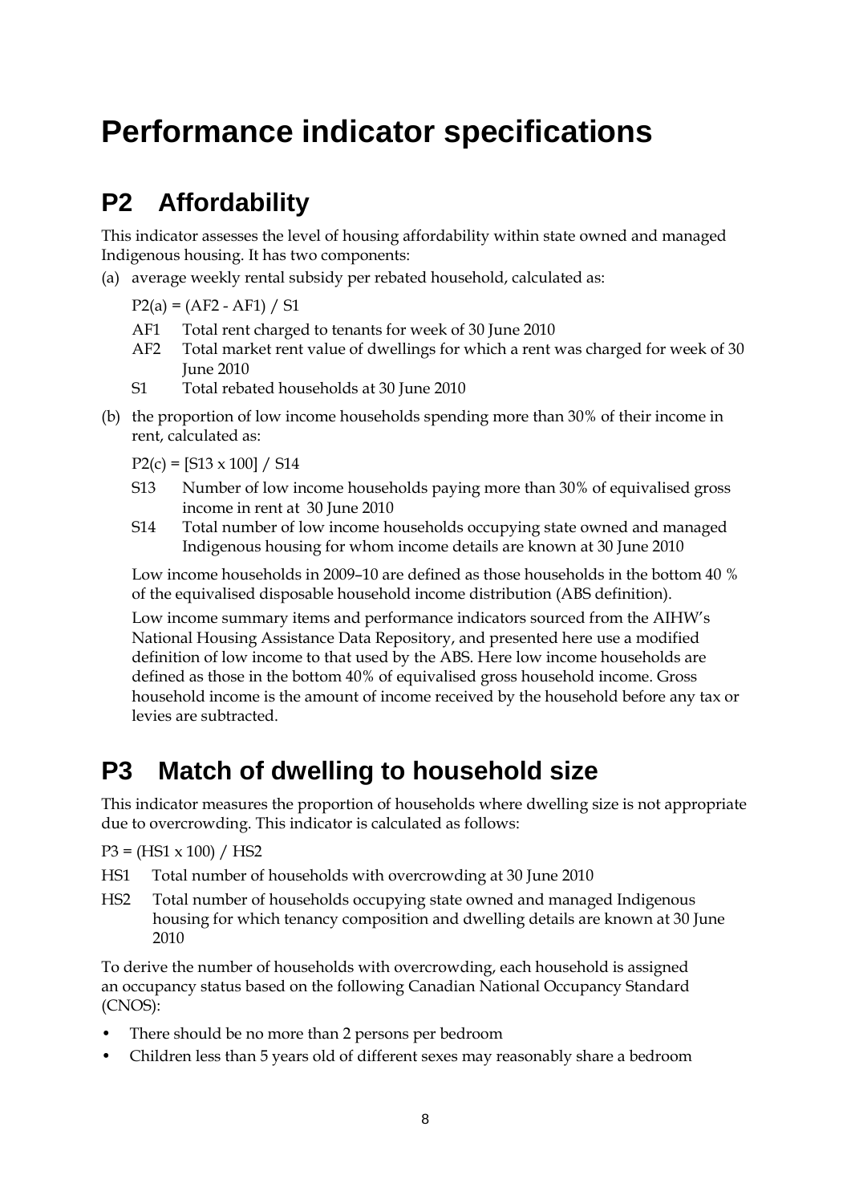# Performance indicator specifications

## P2 Affordability

This indicator assesses the level of housing affordability within state owned and managed Indigenous housing. It has two components:

(a) average weekly rental subsidy per rebated household, calculated as:

P2(a) = (AF2 - AF1) / S1

- AF1 Total rent charged to tenants for week of 30 June 2010
- AF2 Total market rent value of dwellings for which a rent was charged for week of 30 June 2010
- S1 Total rebated households at 30 June 2010

(b) the proportion of low income households spending more than 30% of their income in rent, calculated as:

P2(c) = [S13 x 100] / S14

- S13 Number of low income households paying more than 30% of equivalised gross income in rent at 30 June 2010
- S14 Total number of low income households occupying state owned and managed Indigenous housing for whom income details are known at 30 June 2010

Low income households in 2009–10 are defined as those households in the bottom 40 % of the equivalised disposable household income distribution (ABS definition).

Low income summary items and performance indicators sourced from the AIHW's National Housing Assistance Data Repository, and presented here use a modified definition of low income to that used by the ABS. Here low income households are defined as those in the bottom 40% of equivalised gross household income. Gross household income is the amount of income received by the household before any tax or levies are subtracted.

## P3 Match of dwelling to household size

This indicator measures the proportion of households where dwelling size is not appropriate due to overcrowding. This indicator is calculated as follows:

P3 = (HS1 x 100) / HS2

- HS1 Total number of households with overcrowding at 30 June 2010
- HS2 Total number of households occupying state owned and managed Indigenous housing for which tenancy composition and dwelling details are known at 30 June 2010

To derive the number of households with overcrowding, each household is assigned an occupancy status based on the following Canadian National Occupancy Standard (CNOS):

- There should be no more than 2 persons per bedroom
- Children less than 5 years old of different sexes may reasonably share a bedroom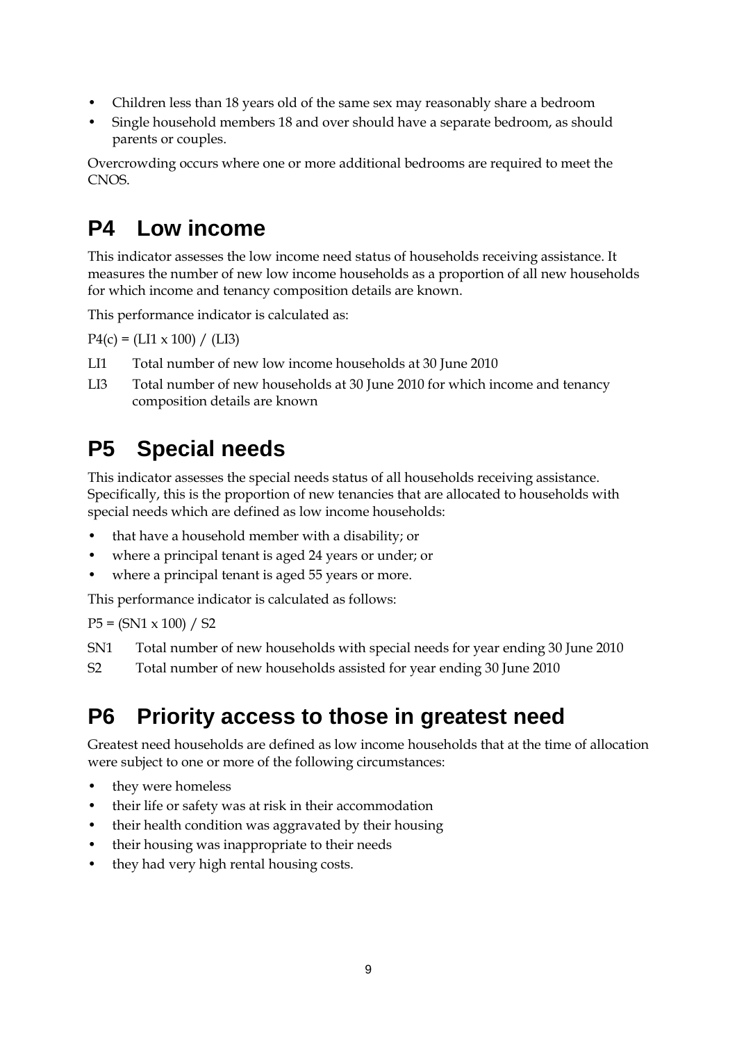- Children less than 18 years old of the same sex may reasonably share a bedroom
- Single household members 18 and over should have a separate bedroom, as should parents or couples.

Overcrowding occurs where one or more additional bedrooms are required to meet the CNOS.

# P4 Low income

This indicator assesses the low income need status of households receiving assistance. It measures the number of new low income households as a proportion of all new households for which income and tenancy composition details are known.

This performance indicator is calculated as:

$P4(c) = (LI1 \times 100) / (LI3)$

LI1 Total number of new low income households at 30 June 2010

LI3 Total number of new households at 30 June 2010 for which income and tenancy composition details are known

# P5 Special needs

This indicator assesses the special needs status of all households receiving assistance. Specifically, this is the proportion of new tenancies that are allocated to households with special needs which are defined as low income households:

- that have a household member with a disability; or
- where a principal tenant is aged 24 years or under; or
- where a principal tenant is aged 55 years or more.

This performance indicator is calculated as follows:

$P5 = (SN1 \times 100) / S2$

SN1 Total number of new households with special needs for year ending 30 June 2010

S2 Total number of new households assisted for year ending 30 June 2010

# P6 Priority access to those in greatest need

Greatest need households are defined as low income households that at the time of allocation were subject to one or more of the following circumstances:

- they were homeless
- their life or safety was at risk in their accommodation
- their health condition was aggravated by their housing
- their housing was inappropriate to their needs
- they had very high rental housing costs.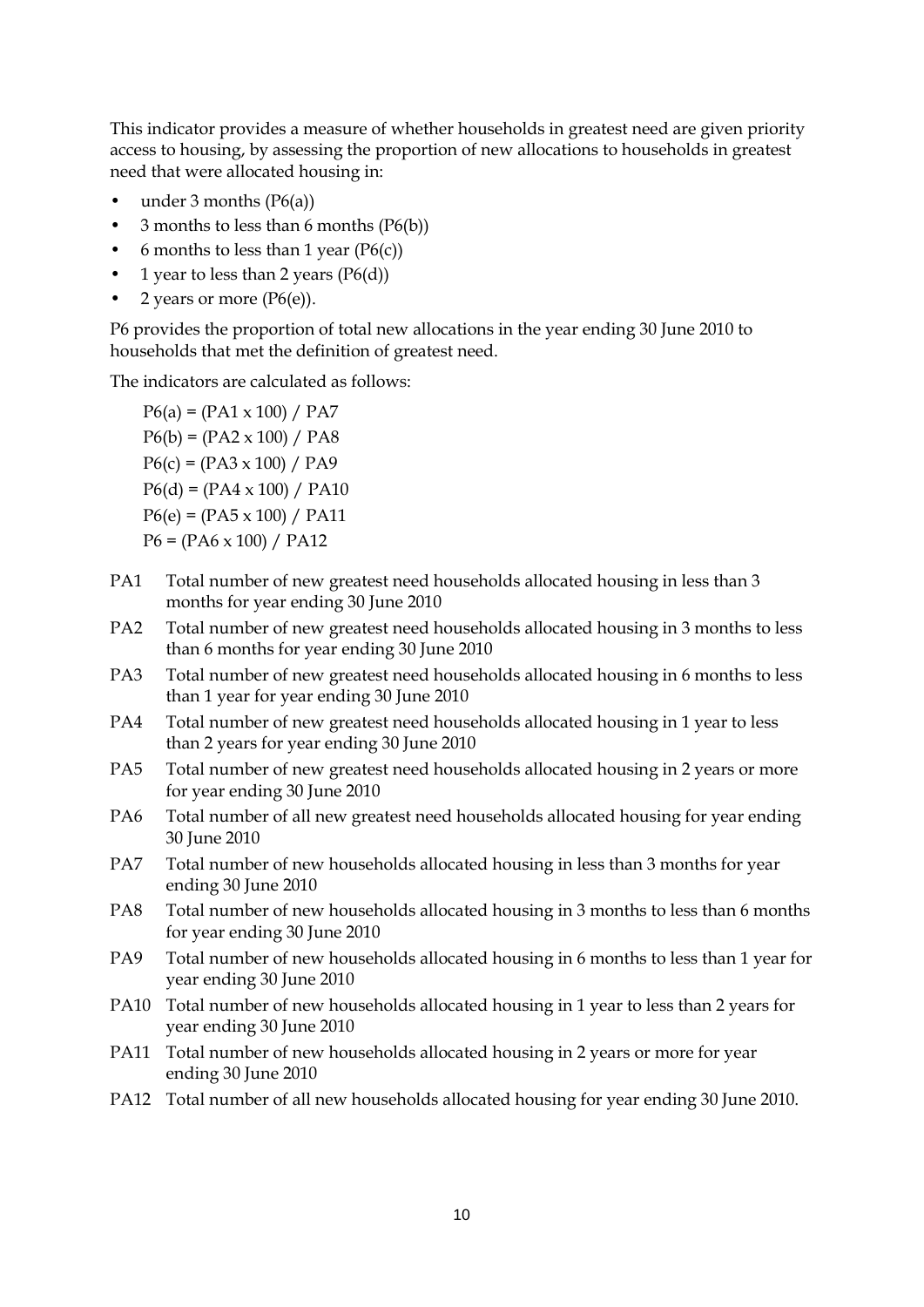This indicator provides a measure of whether households in greatest need are given priority access to housing, by assessing the proportion of new allocations to households in greatest need that were allocated housing in:

- under 3 months (P6(a))
- 3 months to less than 6 months (P6(b))
- 6 months to less than 1 year (P6(c))
- 1 year to less than 2 years (P6(d))
- 2 years or more (P6(e)).

P6 provides the proportion of total new allocations in the year ending 30 June 2010 to households that met the definition of greatest need.

The indicators are calculated as follows:

$P6(a) = (PA1 \times 100) / PA7$

$P6(b) = (PA2 \times 100) / PA8$

$P6(c) = (PA3 \times 100) / PA9$

$P6(d) = (PA4 \times 100) / PA10$

$P6(e) = (PA5 \times 100) / PA11$

$P6 = (PA6 \times 100) / PA12$

PA1 Total number of new greatest need households allocated housing in less than 3 months for year ending 30 June 2010

PA2 Total number of new greatest need households allocated housing in 3 months to less than 6 months for year ending 30 June 2010

PA3 Total number of new greatest need households allocated housing in 6 months to less than 1 year for year ending 30 June 2010

PA4 Total number of new greatest need households allocated housing in 1 year to less than 2 years for year ending 30 June 2010

PA5 Total number of new greatest need households allocated housing in 2 years or more for year ending 30 June 2010

PA6 Total number of all new greatest need households allocated housing for year ending 30 June 2010

PA7 Total number of new households allocated housing in less than 3 months for year ending 30 June 2010

PA8 Total number of new households allocated housing in 3 months to less than 6 months for year ending 30 June 2010

PA9 Total number of new households allocated housing in 6 months to less than 1 year for year ending 30 June 2010

PA10 Total number of new households allocated housing in 1 year to less than 2 years for year ending 30 June 2010

PA11 Total number of new households allocated housing in 2 years or more for year ending 30 June 2010

PA12 Total number of all new households allocated housing for year ending 30 June 2010.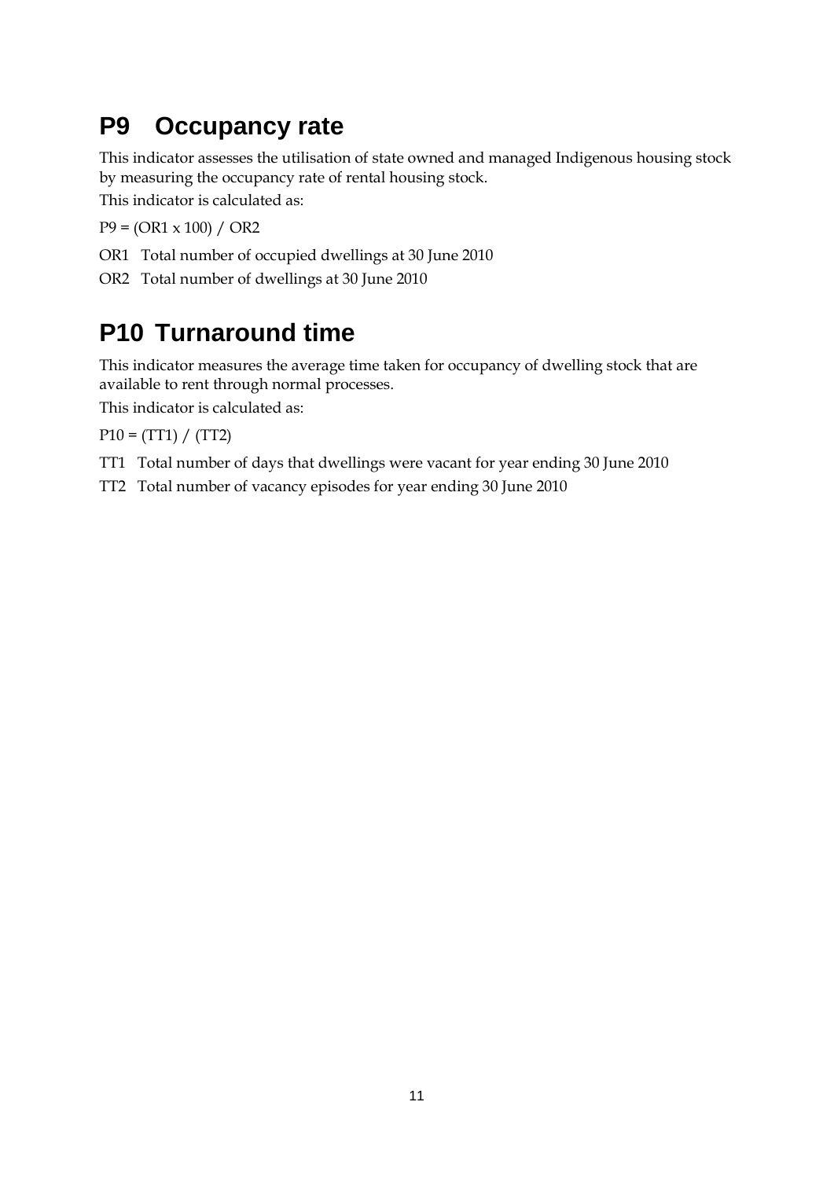## P9 Occupancy rate

This indicator assesses the utilisation of state owned and managed Indigenous housing stock by measuring the occupancy rate of rental housing stock.

This indicator is calculated as:

P9 = (OR1 x 100) / OR2

OR1 Total number of occupied dwellings at 30 June 2010

OR2 Total number of dwellings at 30 June 2010

## P10 Turnaround time

This indicator measures the average time taken for occupancy of dwelling stock that are available to rent through normal processes.

This indicator is calculated as:

P10 = (TT1) / (TT2)

TT1 Total number of days that dwellings were vacant for year ending 30 June 2010

TT2 Total number of vacancy episodes for year ending 30 June 2010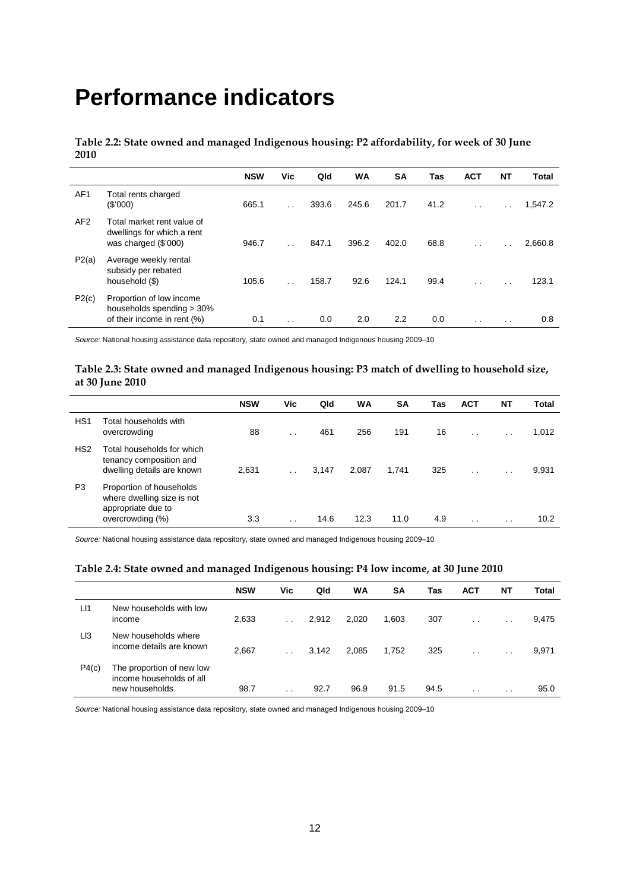# Performance indicators

**Table 2.2: State owned and managed Indigenous housing: P2 affordability, for week of 30 June 2010**

| | | NSW | Vic | Qld | WA | SA | Tas | ACT | NT | Total |
|---|---|---|---|---|---|---|---|---|---|---|
| AF1 | Total rents charged ($'000) | 665.1 | . . | 393.6 | 245.6 | 201.7 | 41.2 | . . | . . | 1,547.2 |
| AF2 | Total market rent value of dwellings for which a rent was charged ($'000) | 946.7 | . . | 847.1 | 396.2 | 402.0 | 68.8 | . . | . . | 2,660.8 |
| P2(a) | Average weekly rental subsidy per rebated household ($) | 105.6 | . . | 158.7 | 92.6 | 124.1 | 99.4 | . . | . . | 123.1 |
| P2(c) | Proportion of low income households spending > 30% of their income in rent (%) | 0.1 | . . | 0.0 | 2.0 | 2.2 | 0.0 | . . | . . | 0.8 |

*Source:* National housing assistance data repository, state owned and managed Indigenous housing 2009–10

**Table 2.3: State owned and managed Indigenous housing: P3 match of dwelling to household size, at 30 June 2010**

| | | NSW | Vic | Qld | WA | SA | Tas | ACT | NT | Total |
|---|---|---|---|---|---|---|---|---|---|---|
| HS1 | Total households with overcrowding | 88 | . . | 461 | 256 | 191 | 16 | . . | . . | 1,012 |
| HS2 | Total households for which tenancy composition and dwelling details are known | 2,631 | . . | 3,147 | 2,087 | 1,741 | 325 | . . | . . | 9,931 |
| P3 | Proportion of households where dwelling size is not appropriate due to overcrowding (%) | 3.3 | . . | 14.6 | 12.3 | 11.0 | 4.9 | . . | . . | 10.2 |

*Source:* National housing assistance data repository, state owned and managed Indigenous housing 2009–10

**Table 2.4: State owned and managed Indigenous housing: P4 low income, at 30 June 2010**

| | | NSW | Vic | Qld | WA | SA | Tas | ACT | NT | Total |
|---|---|---|---|---|---|---|---|---|---|---|
| LI1 | New households with low income | 2,633 | . . | 2,912 | 2,020 | 1,603 | 307 | . . | . . | 9,475 |
| LI3 | New households where income details are known | 2,667 | . . | 3,142 | 2,085 | 1,752 | 325 | . . | . . | 9,971 |
| P4(c) | The proportion of new low income households of all new households | 98.7 | . . | 92.7 | 96.9 | 91.5 | 94.5 | . . | . . | 95.0 |

*Source:* National housing assistance data repository, state owned and managed Indigenous housing 2009–10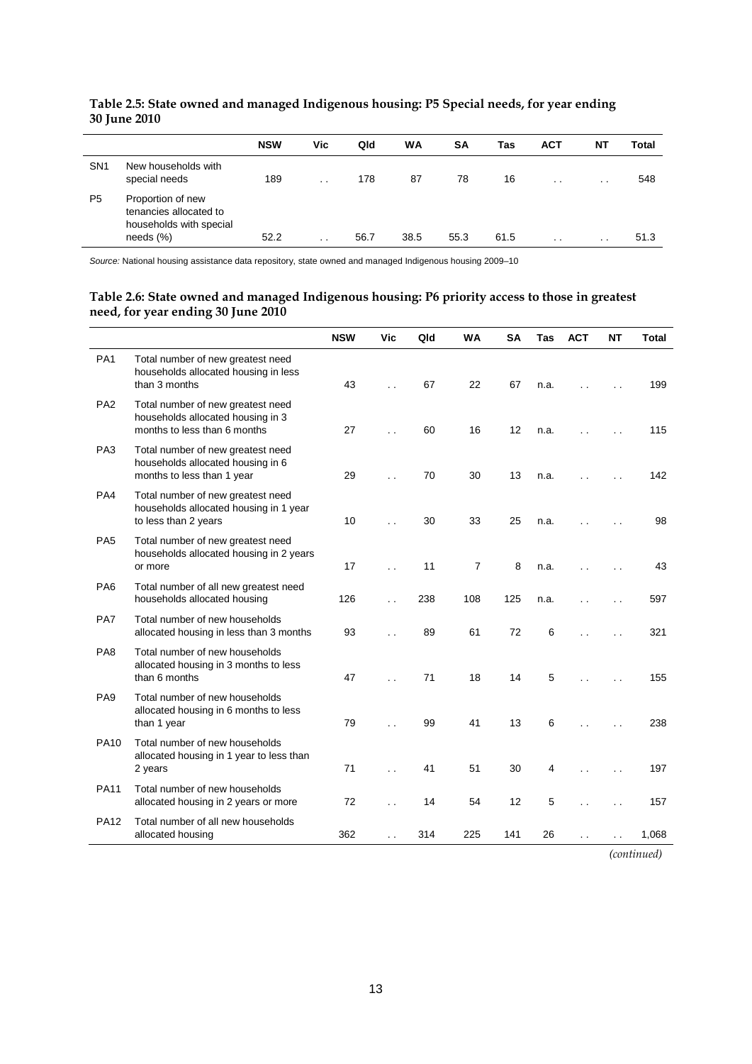**Table 2.5: State owned and managed Indigenous housing: P5 Special needs, for year ending 30 June 2010**

| | | NSW | Vic | Qld | WA | SA | Tas | ACT | NT | Total |
|---|---|---|---|---|---|---|---|---|---|---|
| SN1 | New households with special needs | 189 | . . | 178 | 87 | 78 | 16 | . . | . . | 548 |
| P5 | Proportion of new tenancies allocated to households with special needs (%) | 52.2 | . . | 56.7 | 38.5 | 55.3 | 61.5 | . . | . . | 51.3 |

*Source:* National housing assistance data repository, state owned and managed Indigenous housing 2009–10

**Table 2.6: State owned and managed Indigenous housing: P6 priority access to those in greatest need, for year ending 30 June 2010**

| | | NSW | Vic | Qld | WA | SA | Tas | ACT | NT | Total |
|---|---|---|---|---|---|---|---|---|---|---|
| PA1 | Total number of new greatest need households allocated housing in less than 3 months | 43 | . . | 67 | 22 | 67 | n.a. | . . | . . | 199 |
| PA2 | Total number of new greatest need households allocated housing in 3 months to less than 6 months | 27 | . . | 60 | 16 | 12 | n.a. | . . | . . | 115 |
| PA3 | Total number of new greatest need households allocated housing in 6 months to less than 1 year | 29 | . . | 70 | 30 | 13 | n.a. | . . | . . | 142 |
| PA4 | Total number of new greatest need households allocated housing in 1 year to less than 2 years | 10 | . . | 30 | 33 | 25 | n.a. | . . | . . | 98 |
| PA5 | Total number of new greatest need households allocated housing in 2 years or more | 17 | . . | 11 | 7 | 8 | n.a. | . . | . . | 43 |
| PA6 | Total number of all new greatest need households allocated housing | 126 | . . | 238 | 108 | 125 | n.a. | . . | . . | 597 |
| PA7 | Total number of new households allocated housing in less than 3 months | 93 | . . | 89 | 61 | 72 | 6 | . . | . . | 321 |
| PA8 | Total number of new households allocated housing in 3 months to less than 6 months | 47 | . . | 71 | 18 | 14 | 5 | . . | . . | 155 |
| PA9 | Total number of new households allocated housing in 6 months to less than 1 year | 79 | . . | 99 | 41 | 13 | 6 | . . | . . | 238 |
| PA10 | Total number of new households allocated housing in 1 year to less than 2 years | 71 | . . | 41 | 51 | 30 | 4 | . . | . . | 197 |
| PA11 | Total number of new households allocated housing in 2 years or more | 72 | . . | 14 | 54 | 12 | 5 | . . | . . | 157 |
| PA12 | Total number of all new households allocated housing | 362 | . . | 314 | 225 | 141 | 26 | . . | . . | 1,068 |

*(continued)*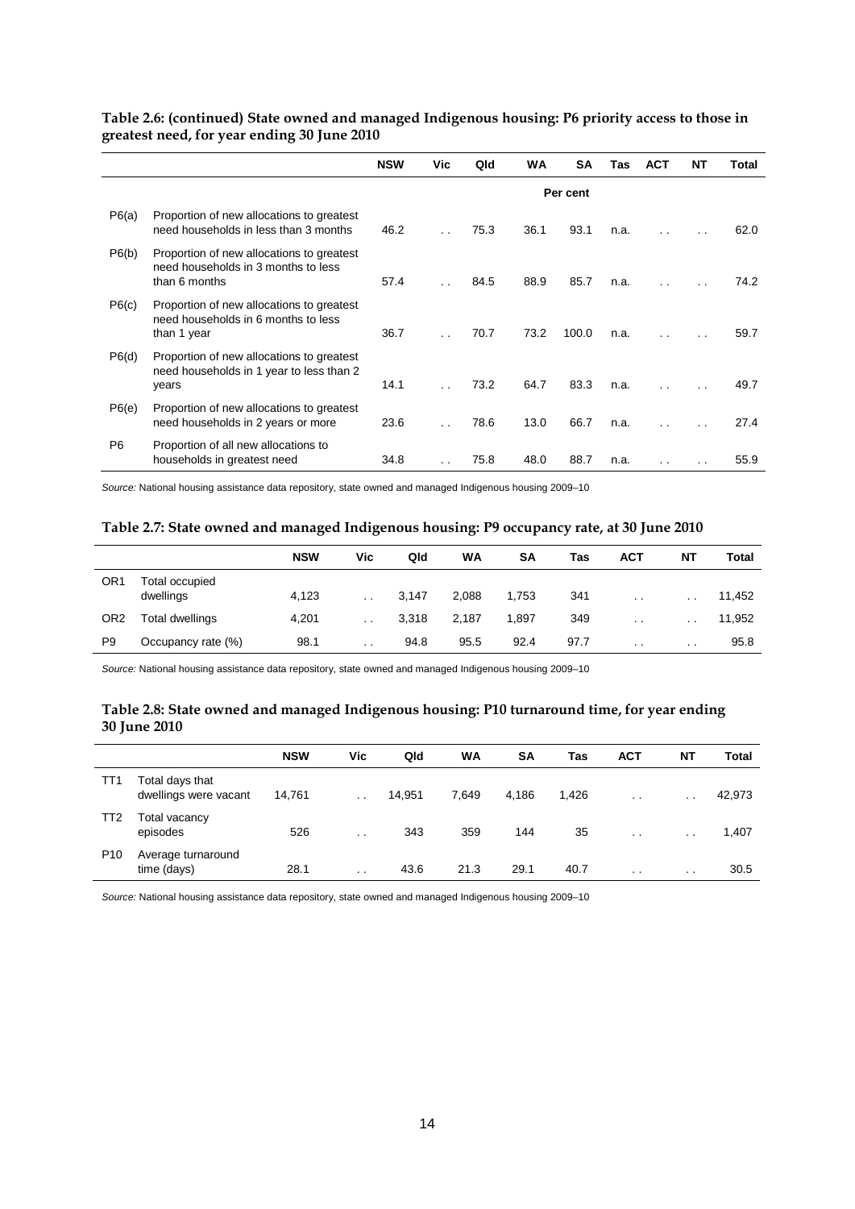**Table 2.6: (continued) State owned and managed Indigenous housing: P6 priority access to those in greatest need, for year ending 30 June 2010**

| | | NSW | Vic | Qld | WA | SA | Tas | ACT | NT | Total |
|---|---|---|---|---|---|---|---|---|---|---|
| | | Per cent | | | | | | | | |
| P6(a) | Proportion of new allocations to greatest need households in less than 3 months | 46.2 | . . | 75.3 | 36.1 | 93.1 | n.a. | . . | . . | 62.0 |
| P6(b) | Proportion of new allocations to greatest need households in 3 months to less than 6 months | 57.4 | . . | 84.5 | 88.9 | 85.7 | n.a. | . . | . . | 74.2 |
| P6(c) | Proportion of new allocations to greatest need households in 6 months to less than 1 year | 36.7 | . . | 70.7 | 73.2 | 100.0 | n.a. | . . | . . | 59.7 |
| P6(d) | Proportion of new allocations to greatest need households in 1 year to less than 2 years | 14.1 | . . | 73.2 | 64.7 | 83.3 | n.a. | . . | . . | 49.7 |
| P6(e) | Proportion of new allocations to greatest need households in 2 years or more | 23.6 | . . | 78.6 | 13.0 | 66.7 | n.a. | . . | . . | 27.4 |
| P6 | Proportion of all new allocations to households in greatest need | 34.8 | . . | 75.8 | 48.0 | 88.7 | n.a. | . . | . . | 55.9 |

*Source:* National housing assistance data repository, state owned and managed Indigenous housing 2009–10

**Table 2.7: State owned and managed Indigenous housing: P9 occupancy rate, at 30 June 2010**

| | | NSW | Vic | Qld | WA | SA | Tas | ACT | NT | Total |
|---|---|---|---|---|---|---|---|---|---|---|
| OR1 | Total occupied dwellings | 4,123 | . . | 3,147 | 2,088 | 1,753 | 341 | . . | . . | 11,452 |
| OR2 | Total dwellings | 4,201 | . . | 3,318 | 2,187 | 1,897 | 349 | . . | . . | 11,952 |
| P9 | Occupancy rate (%) | 98.1 | . . | 94.8 | 95.5 | 92.4 | 97.7 | . . | . . | 95.8 |

*Source:* National housing assistance data repository, state owned and managed Indigenous housing 2009–10

**Table 2.8: State owned and managed Indigenous housing: P10 turnaround time, for year ending 30 June 2010**

| | | NSW | Vic | Qld | WA | SA | Tas | ACT | NT | Total |
|---|---|---|---|---|---|---|---|---|---|---|
| TT1 | Total days that dwellings were vacant | 14,761 | . . | 14,951 | 7,649 | 4,186 | 1,426 | . . | . . | 42,973 |
| TT2 | Total vacancy episodes | 526 | . . | 343 | 359 | 144 | 35 | . . | . . | 1,407 |
| P10 | Average turnaround time (days) | 28.1 | . . | 43.6 | 21.3 | 29.1 | 40.7 | . . | . . | 30.5 |

*Source:* National housing assistance data repository, state owned and managed Indigenous housing 2009–10